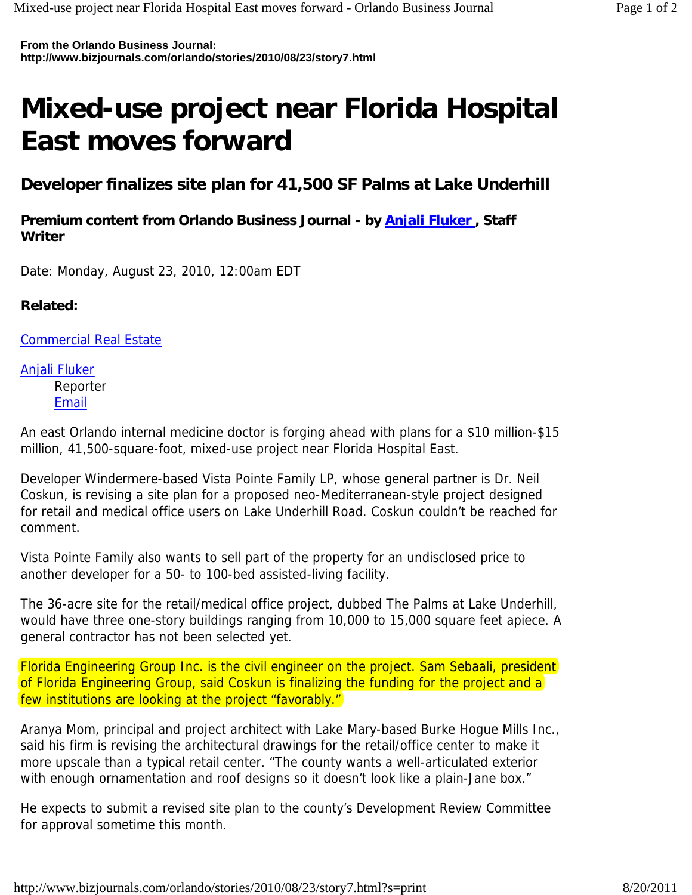**From the Orlando Business Journal:**
**http://www.bizjournals.com/orlando/stories/2010/08/23/story7.html**

# Mixed-use project near Florida Hospital East moves forward

## Developer finalizes site plan for 41,500 SF Palms at Lake Underhill

**Premium content from Orlando Business Journal - by Anjali Fluker , Staff Writer**

Date: Monday, August 23, 2010, 12:00am EDT

**Related:**

Commercial Real Estate

Anjali Fluker
Reporter
Email

An east Orlando internal medicine doctor is forging ahead with plans for a $10 million-$15 million, 41,500-square-foot, mixed-use project near Florida Hospital East.

Developer Windermere-based Vista Pointe Family LP, whose general partner is Dr. Neil Coskun, is revising a site plan for a proposed neo-Mediterranean-style project designed for retail and medical office users on Lake Underhill Road. Coskun couldn't be reached for comment.

Vista Pointe Family also wants to sell part of the property for an undisclosed price to another developer for a 50- to 100-bed assisted-living facility.

The 36-acre site for the retail/medical office project, dubbed The Palms at Lake Underhill, would have three one-story buildings ranging from 10,000 to 15,000 square feet apiece. A general contractor has not been selected yet.

Florida Engineering Group Inc. is the civil engineer on the project. Sam Sebaali, president of Florida Engineering Group, said Coskun is finalizing the funding for the project and a few institutions are looking at the project "favorably."

Aranya Mom, principal and project architect with Lake Mary-based Burke Hogue Mills Inc., said his firm is revising the architectural drawings for the retail/office center to make it more upscale than a typical retail center. "The county wants a well-articulated exterior with enough ornamentation and roof designs so it doesn't look like a plain-Jane box."

He expects to submit a revised site plan to the county's Development Review Committee for approval sometime this month.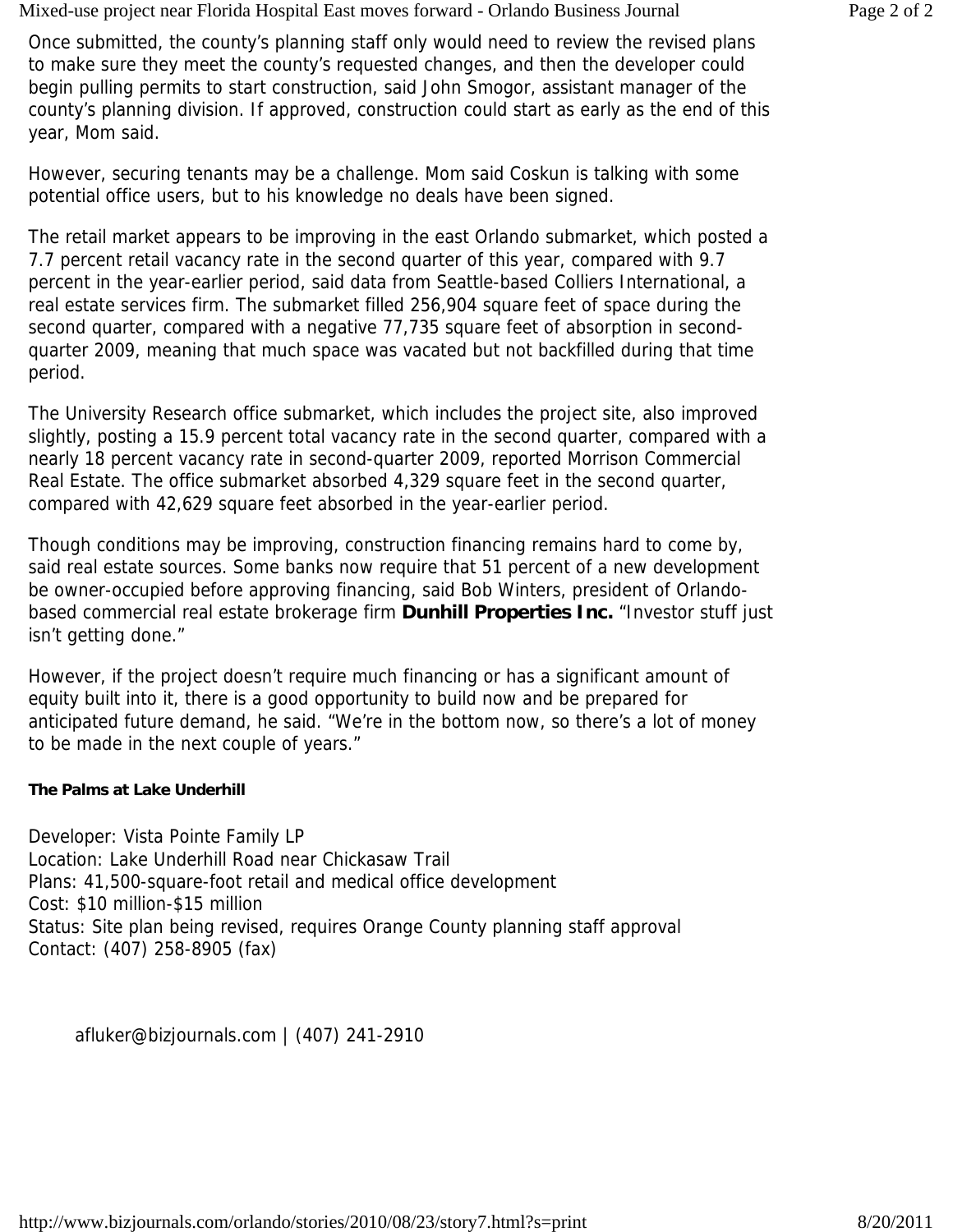Once submitted, the county's planning staff only would need to review the revised plans to make sure they meet the county's requested changes, and then the developer could begin pulling permits to start construction, said John Smogor, assistant manager of the county's planning division. If approved, construction could start as early as the end of this year, Mom said.

However, securing tenants may be a challenge. Mom said Coskun is talking with some potential office users, but to his knowledge no deals have been signed.

The retail market appears to be improving in the east Orlando submarket, which posted a 7.7 percent retail vacancy rate in the second quarter of this year, compared with 9.7 percent in the year-earlier period, said data from Seattle-based Colliers International, a real estate services firm. The submarket filled 256,904 square feet of space during the second quarter, compared with a negative 77,735 square feet of absorption in second-quarter 2009, meaning that much space was vacated but not backfilled during that time period.

The University Research office submarket, which includes the project site, also improved slightly, posting a 15.9 percent total vacancy rate in the second quarter, compared with a nearly 18 percent vacancy rate in second-quarter 2009, reported Morrison Commercial Real Estate. The office submarket absorbed 4,329 square feet in the second quarter, compared with 42,629 square feet absorbed in the year-earlier period.

Though conditions may be improving, construction financing remains hard to come by, said real estate sources. Some banks now require that 51 percent of a new development be owner-occupied before approving financing, said Bob Winters, president of Orlando-based commercial real estate brokerage firm **Dunhill Properties Inc.** "Investor stuff just isn't getting done."

However, if the project doesn't require much financing or has a significant amount of equity built into it, there is a good opportunity to build now and be prepared for anticipated future demand, he said. "We're in the bottom now, so there's a lot of money to be made in the next couple of years."

**The Palms at Lake Underhill**

Developer: Vista Pointe Family LP
Location: Lake Underhill Road near Chickasaw Trail
Plans: 41,500-square-foot retail and medical office development
Cost: $10 million-$15 million
Status: Site plan being revised, requires Orange County planning staff approval
Contact: (407) 258-8905 (fax)

afluker@bizjournals.com | (407) 241-2910